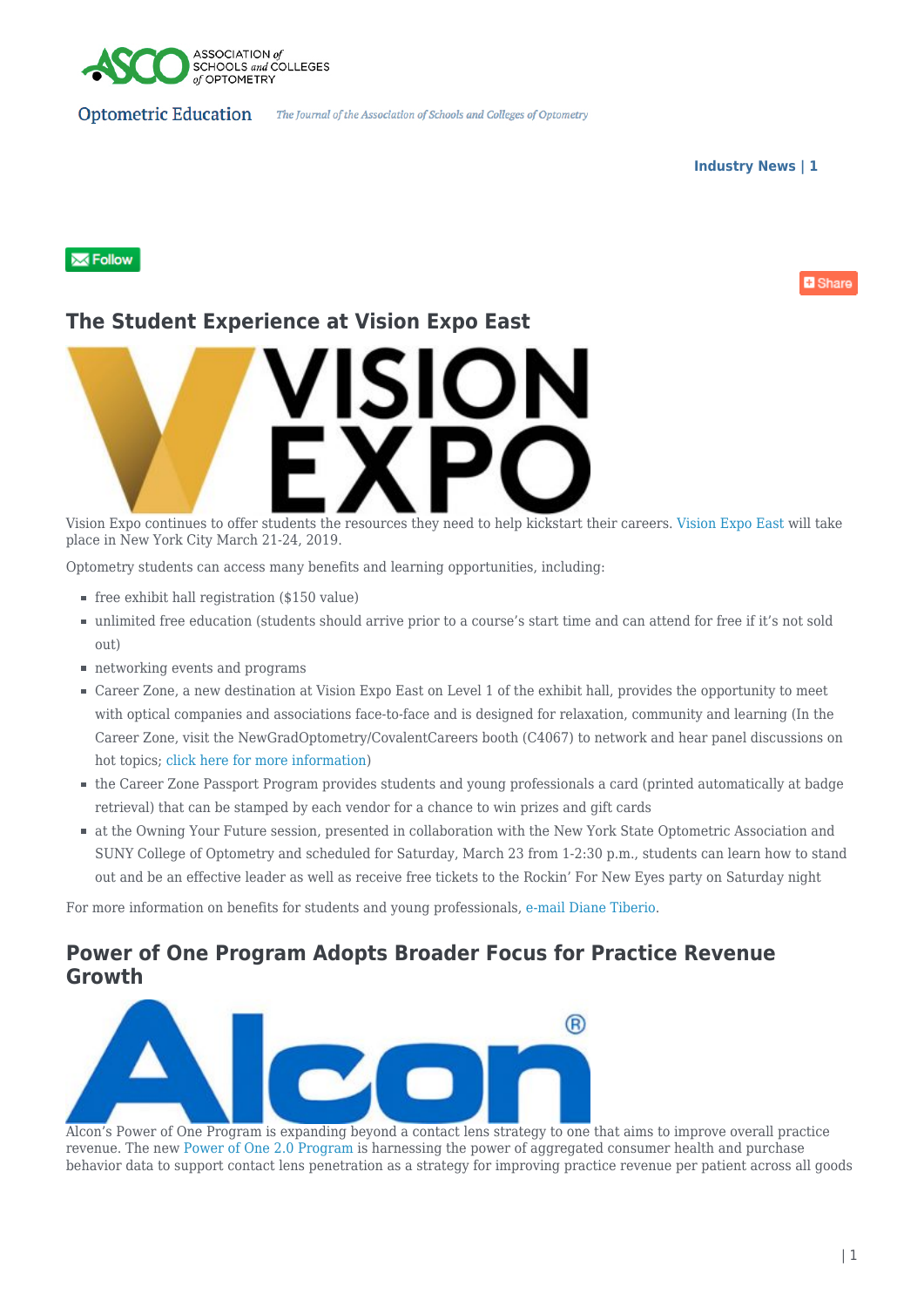Industry News | 1

## The Student Experience at Vision Expo East

Vision Expo continues to offer students the resources they need to help kickstart their careers. Vision Expo East will take place in New York City March 21-24, 2019.

Optometry students can access many benefits and learning opportunities, including:

- free exhibit hall registration ($150 value)
- unlimited free education (students should arrive prior to a course's start time and can attend for free if it's not sold out)
- networking events and programs
- Career Zone, a new destination at Vision Expo East on Level 1 of the exhibit hall, provides the opportunity to meet with optical companies and associations face-to-face and is designed for relaxation, community and learning (In the Career Zone, visit the NewGradOptometry/CovalentCareers booth (C4067) to network and hear panel discussions on hot topics; click here for more information)
- the Career Zone Passport Program provides students and young professionals a card (printed automatically at badge retrieval) that can be stamped by each vendor for a chance to win prizes and gift cards
- at the Owning Your Future session, presented in collaboration with the New York State Optometric Association and SUNY College of Optometry and scheduled for Saturday, March 23 from 1-2:30 p.m., students can learn how to stand out and be an effective leader as well as receive free tickets to the Rockin' For New Eyes party on Saturday night

For more information on benefits for students and young professionals, e-mail Diane Tiberio.

## Power of One Program Adopts Broader Focus for Practice Revenue Growth

Alcon's Power of One Program is expanding beyond a contact lens strategy to one that aims to improve overall practice revenue. The new Power of One 2.0 Program is harnessing the power of aggregated consumer health and purchase behavior data to support contact lens penetration as a strategy for improving practice revenue per patient across all goods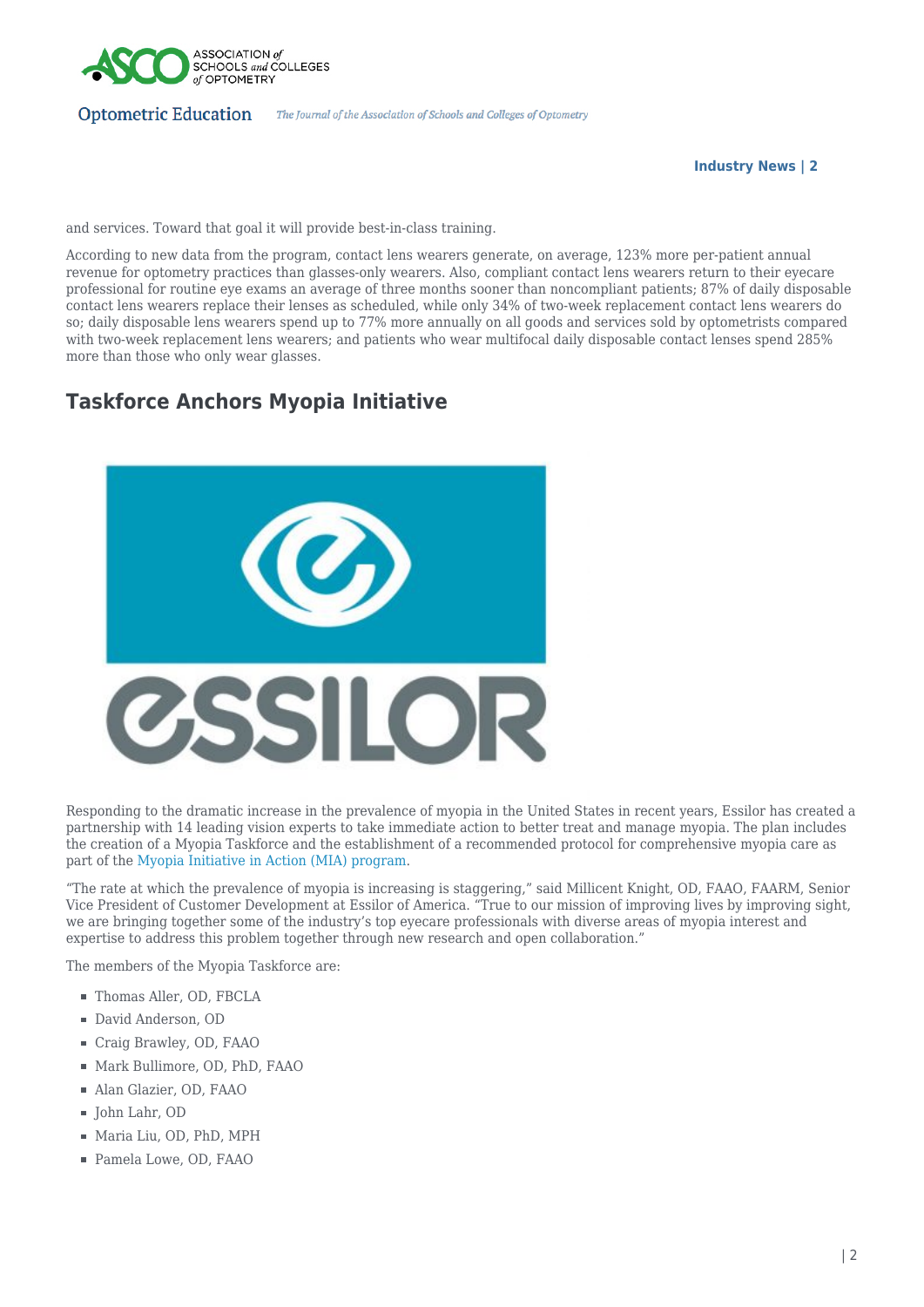and services. Toward that goal it will provide best-in-class training.

According to new data from the program, contact lens wearers generate, on average, 123% more per-patient annual revenue for optometry practices than glasses-only wearers. Also, compliant contact lens wearers return to their eyecare professional for routine eye exams an average of three months sooner than noncompliant patients; 87% of daily disposable contact lens wearers replace their lenses as scheduled, while only 34% of two-week replacement contact lens wearers do so; daily disposable lens wearers spend up to 77% more annually on all goods and services sold by optometrists compared with two-week replacement lens wearers; and patients who wear multifocal daily disposable contact lenses spend 285% more than those who only wear glasses.

## Taskforce Anchors Myopia Initiative

Responding to the dramatic increase in the prevalence of myopia in the United States in recent years, Essilor has created a partnership with 14 leading vision experts to take immediate action to better treat and manage myopia. The plan includes the creation of a Myopia Taskforce and the establishment of a recommended protocol for comprehensive myopia care as part of the Myopia Initiative in Action (MIA) program.

"The rate at which the prevalence of myopia is increasing is staggering," said Millicent Knight, OD, FAAO, FAARM, Senior Vice President of Customer Development at Essilor of America. "True to our mission of improving lives by improving sight, we are bringing together some of the industry's top eyecare professionals with diverse areas of myopia interest and expertise to address this problem together through new research and open collaboration."

The members of the Myopia Taskforce are:

- Thomas Aller, OD, FBCLA
- David Anderson, OD
- Craig Brawley, OD, FAAO
- Mark Bullimore, OD, PhD, FAAO
- Alan Glazier, OD, FAAO
- John Lahr, OD
- Maria Liu, OD, PhD, MPH
- Pamela Lowe, OD, FAAO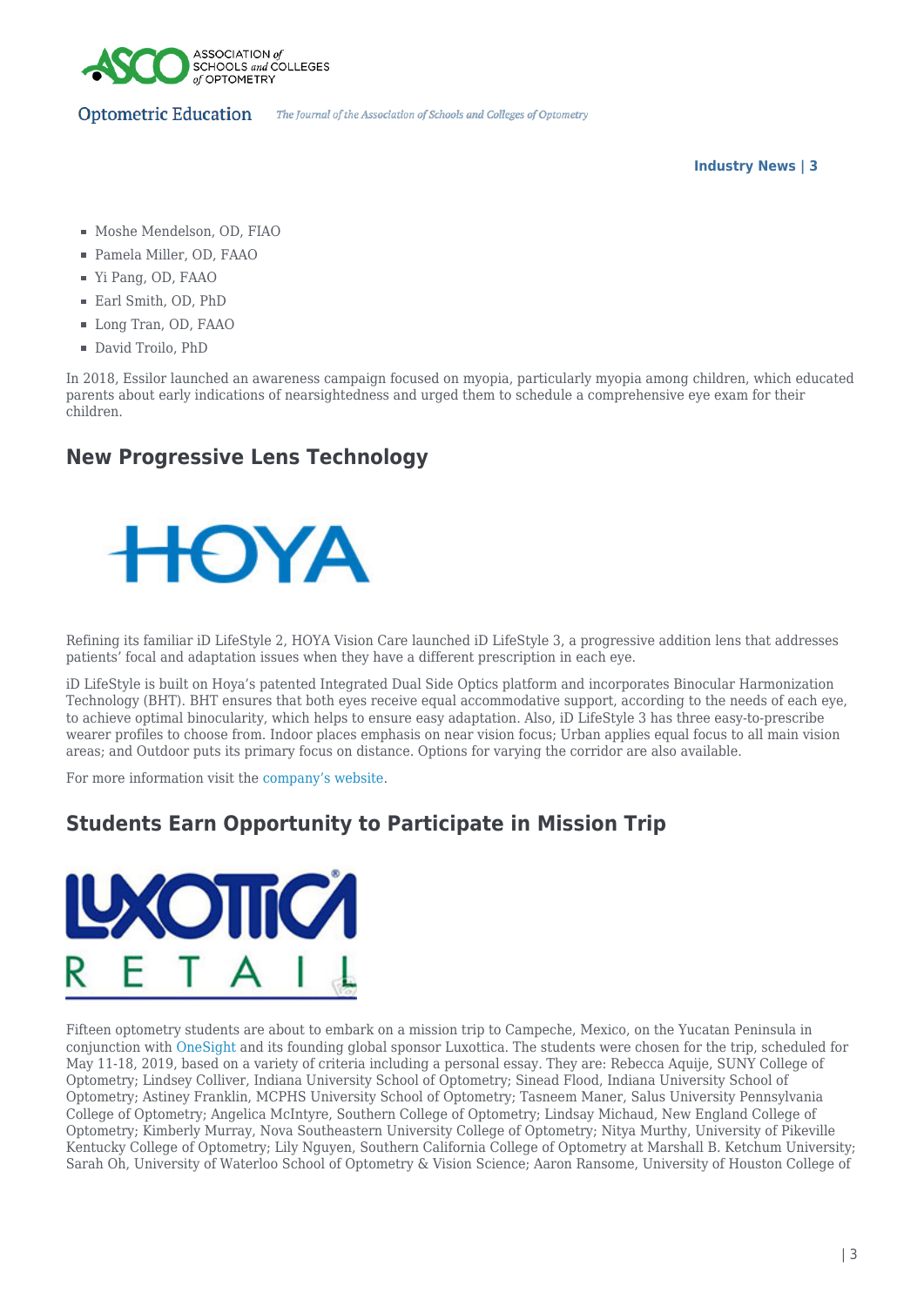- Moshe Mendelson, OD, FIAO
- Pamela Miller, OD, FAAO
- Yi Pang, OD, FAAO
- Earl Smith, OD, PhD
- Long Tran, OD, FAAO
- David Troilo, PhD

In 2018, Essilor launched an awareness campaign focused on myopia, particularly myopia among children, which educated parents about early indications of nearsightedness and urged them to schedule a comprehensive eye exam for their children.

## New Progressive Lens Technology

Refining its familiar iD LifeStyle 2, HOYA Vision Care launched iD LifeStyle 3, a progressive addition lens that addresses patients' focal and adaptation issues when they have a different prescription in each eye.

iD LifeStyle is built on Hoya's patented Integrated Dual Side Optics platform and incorporates Binocular Harmonization Technology (BHT). BHT ensures that both eyes receive equal accommodative support, according to the needs of each eye, to achieve optimal binocularity, which helps to ensure easy adaptation. Also, iD LifeStyle 3 has three easy-to-prescribe wearer profiles to choose from. Indoor places emphasis on near vision focus; Urban applies equal focus to all main vision areas; and Outdoor puts its primary focus on distance. Options for varying the corridor are also available.

For more information visit the company's website.

## Students Earn Opportunity to Participate in Mission Trip

Fifteen optometry students are about to embark on a mission trip to Campeche, Mexico, on the Yucatan Peninsula in conjunction with OneSight and its founding global sponsor Luxottica. The students were chosen for the trip, scheduled for May 11-18, 2019, based on a variety of criteria including a personal essay. They are: Rebecca Aquije, SUNY College of Optometry; Lindsey Colliver, Indiana University School of Optometry; Sinead Flood, Indiana University School of Optometry; Astiney Franklin, MCPHS University School of Optometry; Tasneem Maner, Salus University Pennsylvania College of Optometry; Angelica McIntyre, Southern College of Optometry; Lindsay Michaud, New England College of Optometry; Kimberly Murray, Nova Southeastern University College of Optometry; Nitya Murthy, University of Pikeville Kentucky College of Optometry; Lily Nguyen, Southern California College of Optometry at Marshall B. Ketchum University; Sarah Oh, University of Waterloo School of Optometry & Vision Science; Aaron Ransome, University of Houston College of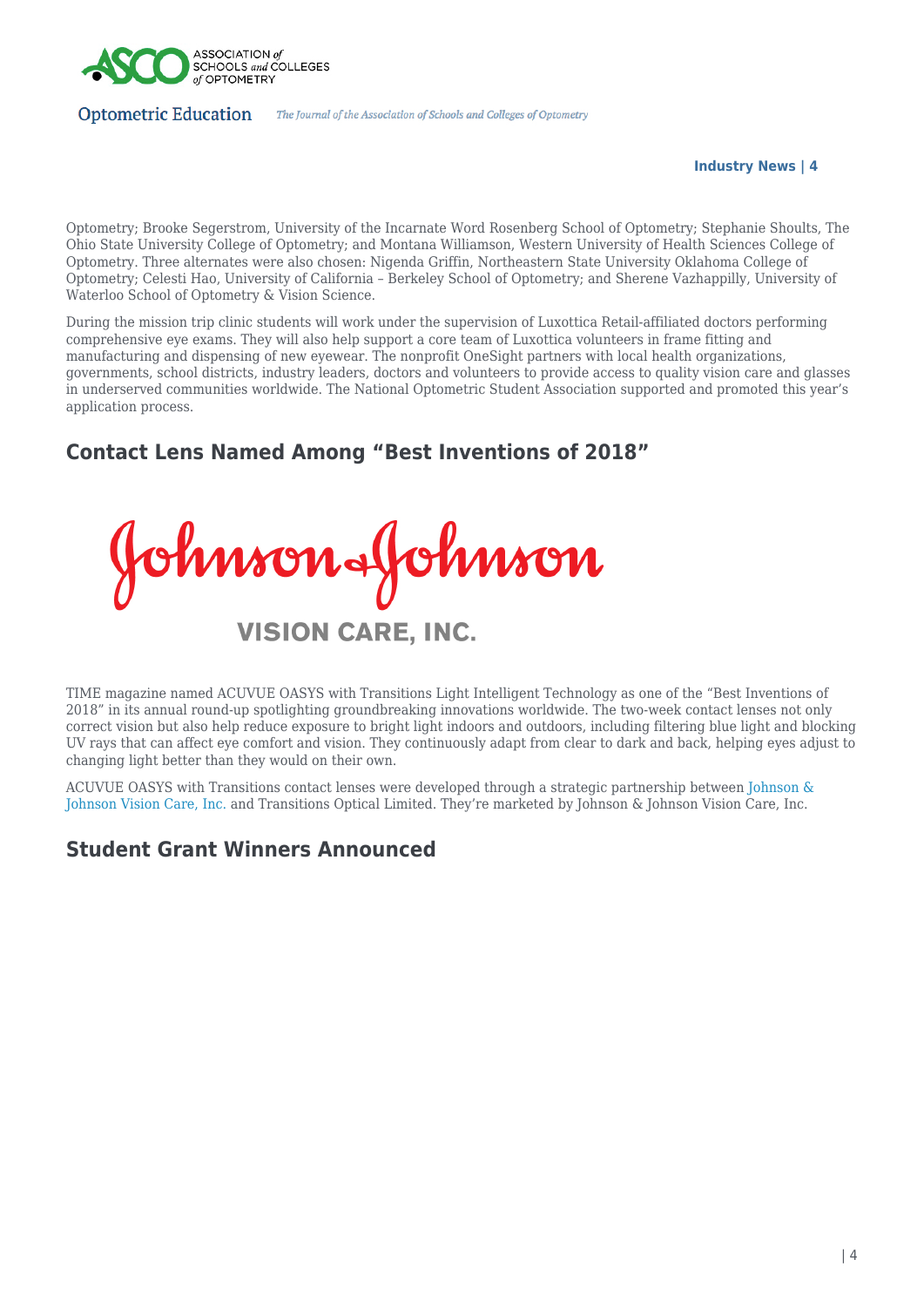Optometry; Brooke Segerstrom, University of the Incarnate Word Rosenberg School of Optometry; Stephanie Shoults, The Ohio State University College of Optometry; and Montana Williamson, Western University of Health Sciences College of Optometry. Three alternates were also chosen: Nigenda Griffin, Northeastern State University Oklahoma College of Optometry; Celesti Hao, University of California – Berkeley School of Optometry; and Sherene Vazhappilly, University of Waterloo School of Optometry & Vision Science.

During the mission trip clinic students will work under the supervision of Luxottica Retail-affiliated doctors performing comprehensive eye exams. They will also help support a core team of Luxottica volunteers in frame fitting and manufacturing and dispensing of new eyewear. The nonprofit OneSight partners with local health organizations, governments, school districts, industry leaders, doctors and volunteers to provide access to quality vision care and glasses in underserved communities worldwide. The National Optometric Student Association supported and promoted this year's application process.

## Contact Lens Named Among "Best Inventions of 2018"

Johnson & Johnson VISION CARE, INC.

TIME magazine named ACUVUE OASYS with Transitions Light Intelligent Technology as one of the "Best Inventions of 2018" in its annual round-up spotlighting groundbreaking innovations worldwide. The two-week contact lenses not only correct vision but also help reduce exposure to bright light indoors and outdoors, including filtering blue light and blocking UV rays that can affect eye comfort and vision. They continuously adapt from clear to dark and back, helping eyes adjust to changing light better than they would on their own.

ACUVUE OASYS with Transitions contact lenses were developed through a strategic partnership between Johnson & Johnson Vision Care, Inc. and Transitions Optical Limited. They're marketed by Johnson & Johnson Vision Care, Inc.

## Student Grant Winners Announced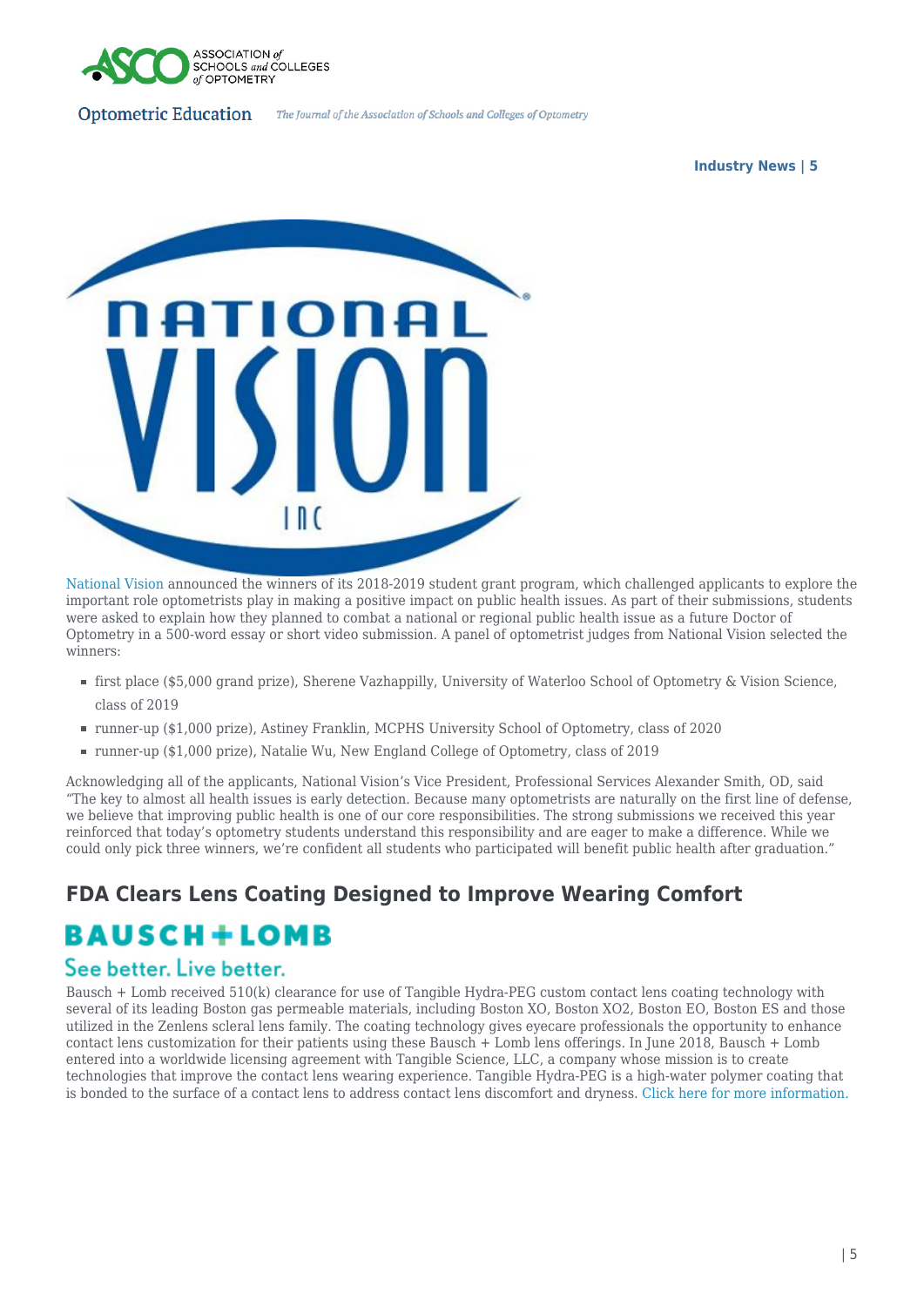National Vision announced the winners of its 2018-2019 student grant program, which challenged applicants to explore the important role optometrists play in making a positive impact on public health issues. As part of their submissions, students were asked to explain how they planned to combat a national or regional public health issue as a future Doctor of Optometry in a 500-word essay or short video submission. A panel of optometrist judges from National Vision selected the winners:

- first place ($5,000 grand prize), Sherene Vazhappilly, University of Waterloo School of Optometry & Vision Science, class of 2019
- runner-up ($1,000 prize), Astiney Franklin, MCPHS University School of Optometry, class of 2020
- runner-up ($1,000 prize), Natalie Wu, New England College of Optometry, class of 2019

Acknowledging all of the applicants, National Vision's Vice President, Professional Services Alexander Smith, OD, said "The key to almost all health issues is early detection. Because many optometrists are naturally on the first line of defense, we believe that improving public health is one of our core responsibilities. The strong submissions we received this year reinforced that today's optometry students understand this responsibility and are eager to make a difference. While we could only pick three winners, we're confident all students who participated will benefit public health after graduation."

## FDA Clears Lens Coating Designed to Improve Wearing Comfort

Bausch + Lomb received 510(k) clearance for use of Tangible Hydra-PEG custom contact lens coating technology with several of its leading Boston gas permeable materials, including Boston XO, Boston XO2, Boston EO, Boston ES and those utilized in the Zenlens scleral lens family. The coating technology gives eyecare professionals the opportunity to enhance contact lens customization for their patients using these Bausch + Lomb lens offerings. In June 2018, Bausch + Lomb entered into a worldwide licensing agreement with Tangible Science, LLC, a company whose mission is to create technologies that improve the contact lens wearing experience. Tangible Hydra-PEG is a high-water polymer coating that is bonded to the surface of a contact lens to address contact lens discomfort and dryness. Click here for more information.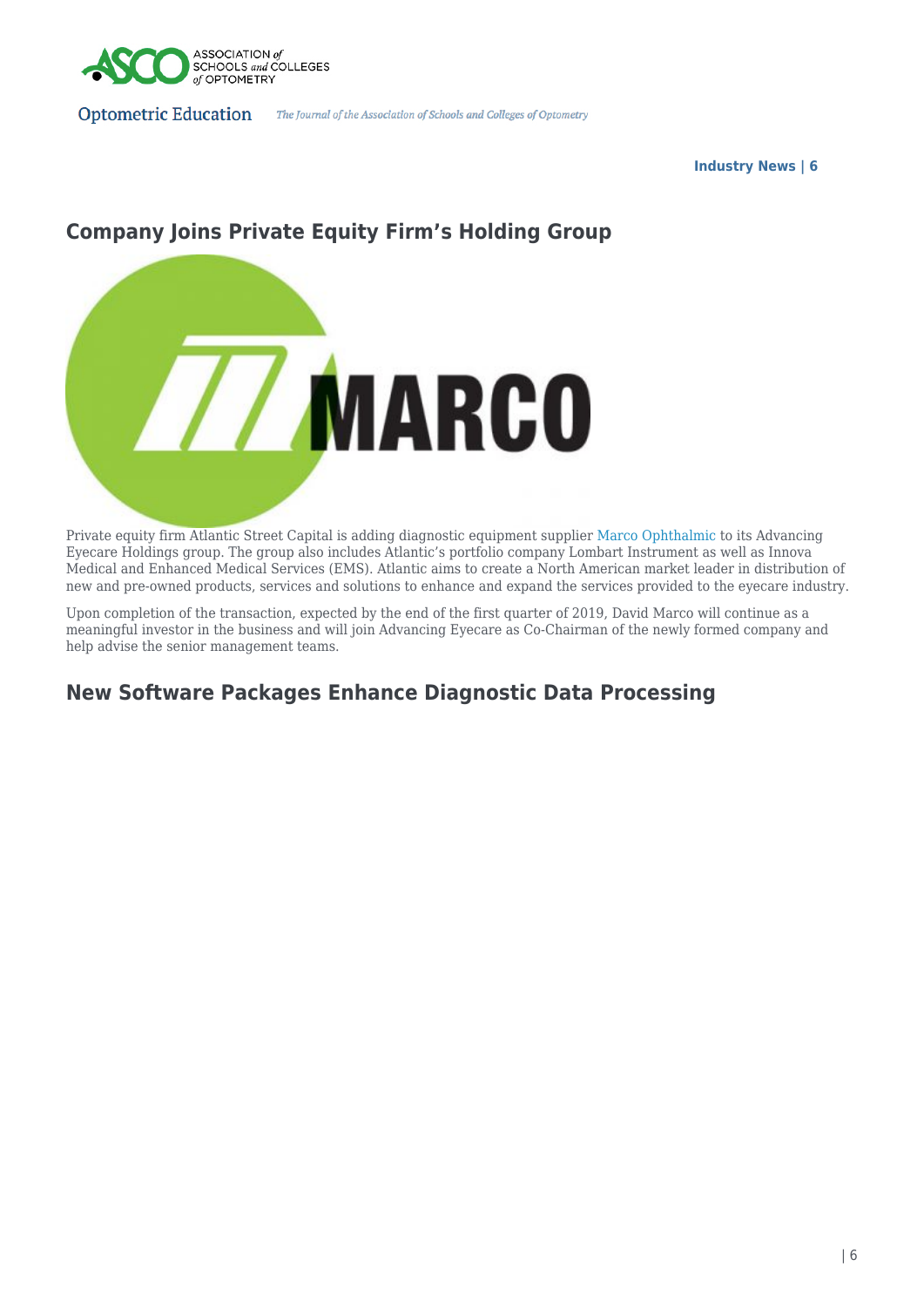## Company Joins Private Equity Firm's Holding Group

Private equity firm Atlantic Street Capital is adding diagnostic equipment supplier Marco Ophthalmic to its Advancing Eyecare Holdings group. The group also includes Atlantic's portfolio company Lombart Instrument as well as Innova Medical and Enhanced Medical Services (EMS). Atlantic aims to create a North American market leader in distribution of new and pre-owned products, services and solutions to enhance and expand the services provided to the eyecare industry.

Upon completion of the transaction, expected by the end of the first quarter of 2019, David Marco will continue as a meaningful investor in the business and will join Advancing Eyecare as Co-Chairman of the newly formed company and help advise the senior management teams.

## New Software Packages Enhance Diagnostic Data Processing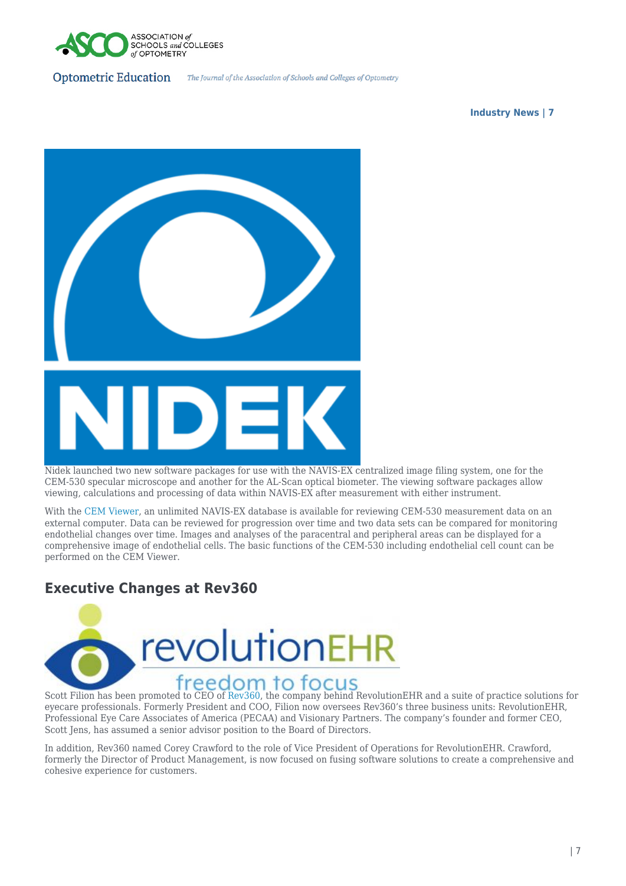Nidek launched two new software packages for use with the NAVIS-EX centralized image filing system, one for the CEM-530 specular microscope and another for the AL-Scan optical biometer. The viewing software packages allow viewing, calculations and processing of data within NAVIS-EX after measurement with either instrument.

With the CEM Viewer, an unlimited NAVIS-EX database is available for reviewing CEM-530 measurement data on an external computer. Data can be reviewed for progression over time and two data sets can be compared for monitoring endothelial changes over time. Images and analyses of the paracentral and peripheral areas can be displayed for a comprehensive image of endothelial cells. The basic functions of the CEM-530 including endothelial cell count can be performed on the CEM Viewer.

## Executive Changes at Rev360

Scott Filion has been promoted to CEO of Rev360, the company behind RevolutionEHR and a suite of practice solutions for eyecare professionals. Formerly President and COO, Filion now oversees Rev360's three business units: RevolutionEHR, Professional Eye Care Associates of America (PECAA) and Visionary Partners. The company's founder and former CEO, Scott Jens, has assumed a senior advisor position to the Board of Directors.

In addition, Rev360 named Corey Crawford to the role of Vice President of Operations for RevolutionEHR. Crawford, formerly the Director of Product Management, is now focused on fusing software solutions to create a comprehensive and cohesive experience for customers.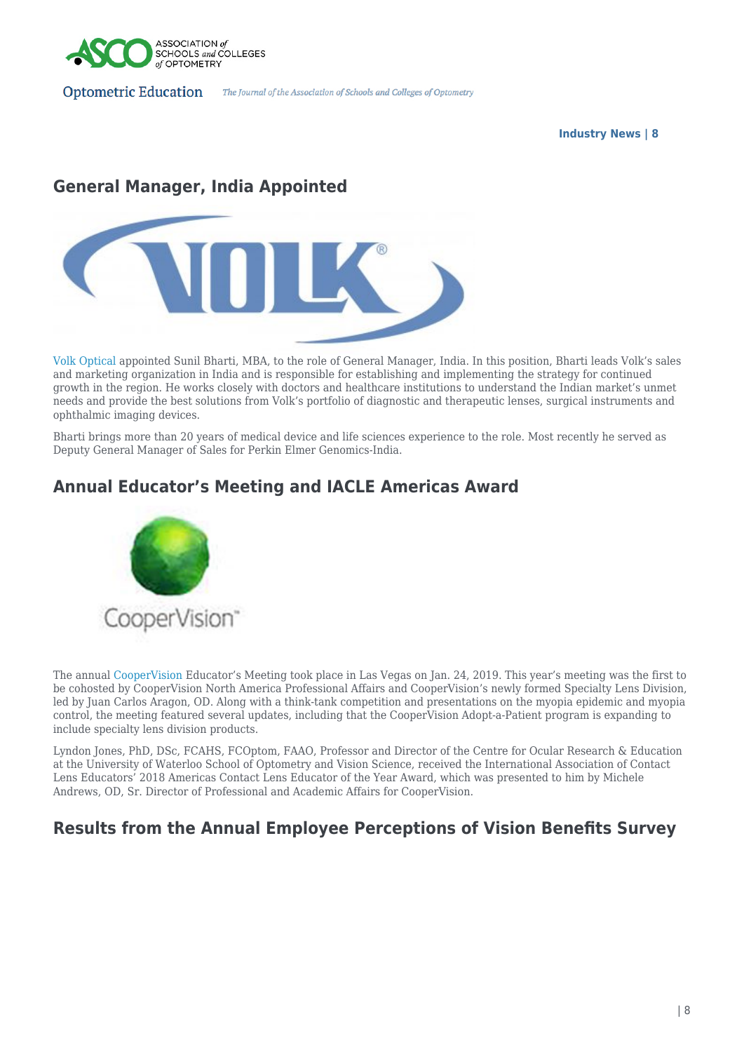## General Manager, India Appointed

Volk Optical appointed Sunil Bharti, MBA, to the role of General Manager, India. In this position, Bharti leads Volk's sales and marketing organization in India and is responsible for establishing and implementing the strategy for continued growth in the region. He works closely with doctors and healthcare institutions to understand the Indian market's unmet needs and provide the best solutions from Volk's portfolio of diagnostic and therapeutic lenses, surgical instruments and ophthalmic imaging devices.

Bharti brings more than 20 years of medical device and life sciences experience to the role. Most recently he served as Deputy General Manager of Sales for Perkin Elmer Genomics-India.

## Annual Educator's Meeting and IACLE Americas Award

The annual CooperVision Educator's Meeting took place in Las Vegas on Jan. 24, 2019. This year's meeting was the first to be cohosted by CooperVision North America Professional Affairs and CooperVision's newly formed Specialty Lens Division, led by Juan Carlos Aragon, OD. Along with a think-tank competition and presentations on the myopia epidemic and myopia control, the meeting featured several updates, including that the CooperVision Adopt-a-Patient program is expanding to include specialty lens division products.

Lyndon Jones, PhD, DSc, FCAHS, FCOptom, FAAO, Professor and Director of the Centre for Ocular Research & Education at the University of Waterloo School of Optometry and Vision Science, received the International Association of Contact Lens Educators' 2018 Americas Contact Lens Educator of the Year Award, which was presented to him by Michele Andrews, OD, Sr. Director of Professional and Academic Affairs for CooperVision.

## Results from the Annual Employee Perceptions of Vision Benefits Survey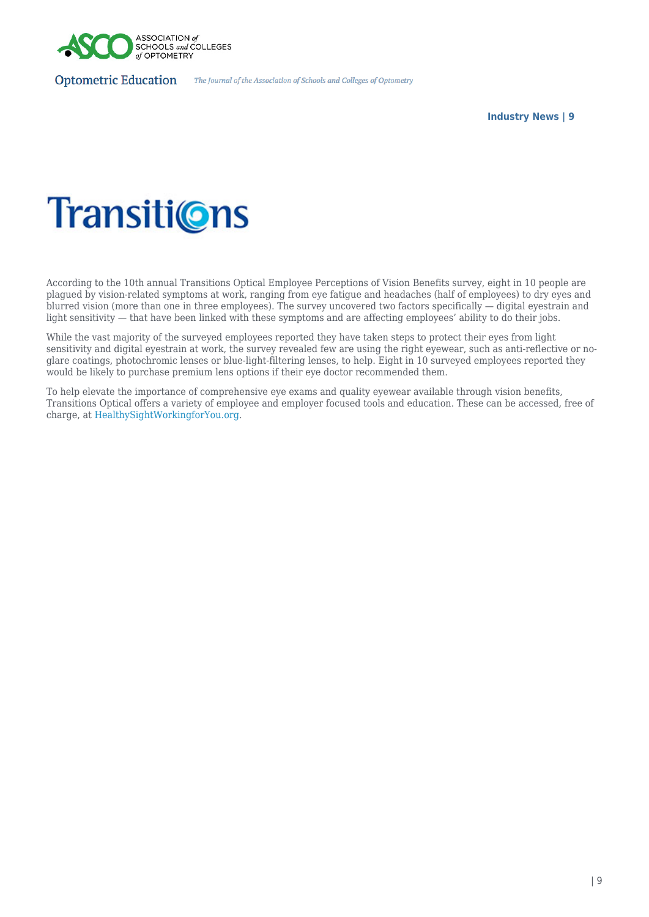Transitions

According to the 10th annual Transitions Optical Employee Perceptions of Vision Benefits survey, eight in 10 people are plagued by vision-related symptoms at work, ranging from eye fatigue and headaches (half of employees) to dry eyes and blurred vision (more than one in three employees). The survey uncovered two factors specifically — digital eyestrain and light sensitivity — that have been linked with these symptoms and are affecting employees' ability to do their jobs.

While the vast majority of the surveyed employees reported they have taken steps to protect their eyes from light sensitivity and digital eyestrain at work, the survey revealed few are using the right eyewear, such as anti-reflective or no-glare coatings, photochromic lenses or blue-light-filtering lenses, to help. Eight in 10 surveyed employees reported they would be likely to purchase premium lens options if their eye doctor recommended them.

To help elevate the importance of comprehensive eye exams and quality eyewear available through vision benefits, Transitions Optical offers a variety of employee and employer focused tools and education. These can be accessed, free of charge, at HealthySightWorkingforYou.org.